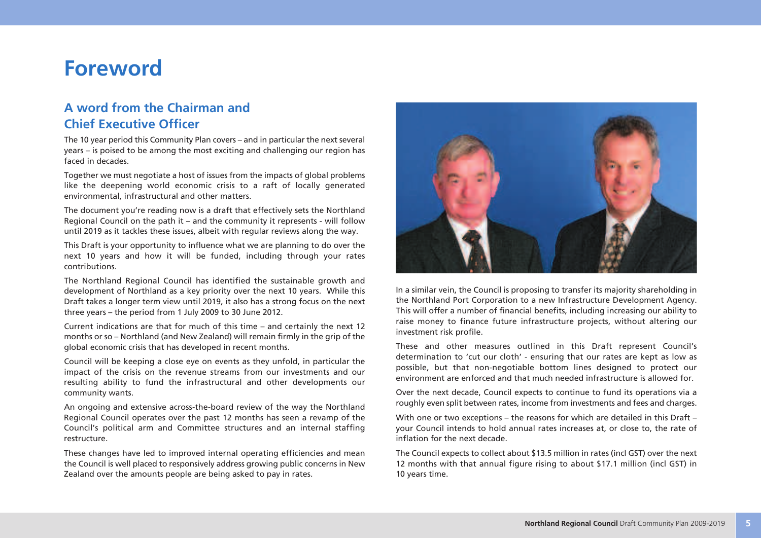# Foreword

## A word from the Chairman and Chief Executive Officer

The 10 year period this Community Plan covers – and in particular the next several years – is poised to be among the most exciting and challenging our region has faced in decades.

Together we must negotiate a host of issues from the impacts of global problems like the deepening world economic crisis to a raft of locally generated environmental, infrastructural and other matters.

The document you're reading now is a draft that effectively sets the Northland Regional Council on the path it – and the community it represents - will follow until 2019 as it tackles these issues, albeit with regular reviews along the way.

This Draft is your opportunity to influence what we are planning to do over the next 10 years and how it will be funded, including through your rates contributions.

The Northland Regional Council has identified the sustainable growth and development of Northland as a key priority over the next 10 years. While this Draft takes a longer term view until 2019, it also has a strong focus on the next three years – the period from 1 July 2009 to 30 June 2012.

Current indications are that for much of this time – and certainly the next 12 months or so – Northland (and New Zealand) will remain firmly in the grip of the global economic crisis that has developed in recent months.

Council will be keeping a close eye on events as they unfold, in particular the impact of the crisis on the revenue streams from our investments and our resulting ability to fund the infrastructural and other developments our community wants.

An ongoing and extensive across-the-board review of the way the Northland Regional Council operates over the past 12 months has seen a revamp of the Council's political arm and Committee structures and an internal staffing restructure.

These changes have led to improved internal operating efficiencies and mean the Council is well placed to responsively address growing public concerns in New Zealand over the amounts people are being asked to pay in rates.

In a similar vein, the Council is proposing to transfer its majority shareholding in the Northland Port Corporation to a new Infrastructure Development Agency. This will offer a number of financial benefits, including increasing our ability to raise money to finance future infrastructure projects, without altering our investment risk profile.

These and other measures outlined in this Draft represent Council's determination to 'cut our cloth' - ensuring that our rates are kept as low as possible, but that non-negotiable bottom lines designed to protect our environment are enforced and that much needed infrastructure is allowed for.

Over the next decade, Council expects to continue to fund its operations via a roughly even split between rates, income from investments and fees and charges.

With one or two exceptions – the reasons for which are detailed in this Draft – your Council intends to hold annual rates increases at, or close to, the rate of inflation for the next decade.

The Council expects to collect about $13.5 million in rates (incl GST) over the next 12 months with that annual figure rising to about $17.1 million (incl GST) in 10 years time.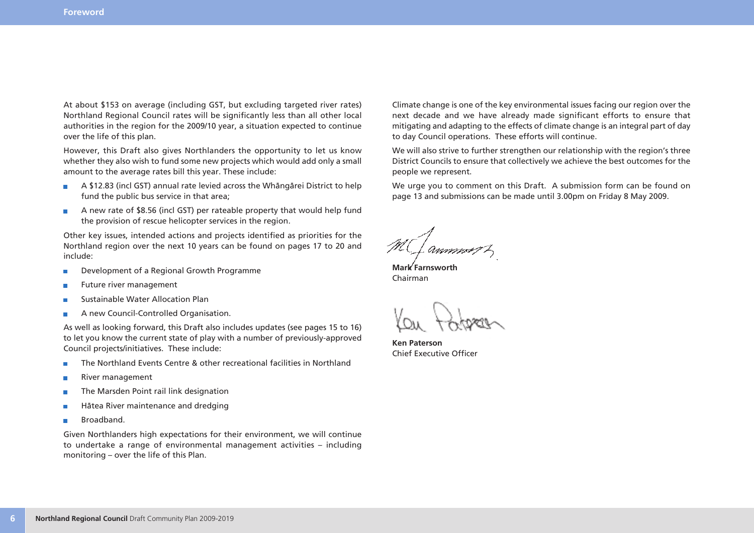At about $153 on average (including GST, but excluding targeted river rates) Northland Regional Council rates will be significantly less than all other local authorities in the region for the 2009/10 year, a situation expected to continue over the life of this plan.

However, this Draft also gives Northlanders the opportunity to let us know whether they also wish to fund some new projects which would add only a small amount to the average rates bill this year. These include:

- A $12.83 (incl GST) annual rate levied across the Whāngārei District to help fund the public bus service in that area;
- A new rate of $8.56 (incl GST) per rateable property that would help fund the provision of rescue helicopter services in the region.

Other key issues, intended actions and projects identified as priorities for the Northland region over the next 10 years can be found on pages 17 to 20 and include:

- Development of a Regional Growth Programme
- Future river management
- Sustainable Water Allocation Plan
- A new Council-Controlled Organisation.

As well as looking forward, this Draft also includes updates (see pages 15 to 16) to let you know the current state of play with a number of previously-approved Council projects/initiatives. These include:

- The Northland Events Centre & other recreational facilities in Northland
- River management
- The Marsden Point rail link designation
- Hātea River maintenance and dredging
- Broadband.

Given Northlanders high expectations for their environment, we will continue to undertake a range of environmental management activities – including monitoring – over the life of this Plan.

Climate change is one of the key environmental issues facing our region over the next decade and we have already made significant efforts to ensure that mitigating and adapting to the effects of climate change is an integral part of day to day Council operations. These efforts will continue.

We will also strive to further strengthen our relationship with the region's three District Councils to ensure that collectively we achieve the best outcomes for the people we represent.

We urge you to comment on this Draft. A submission form can be found on page 13 and submissions can be made until 3.00pm on Friday 8 May 2009.

**Mark Farnsworth**
Chairman

**Ken Paterson**
Chief Executive Officer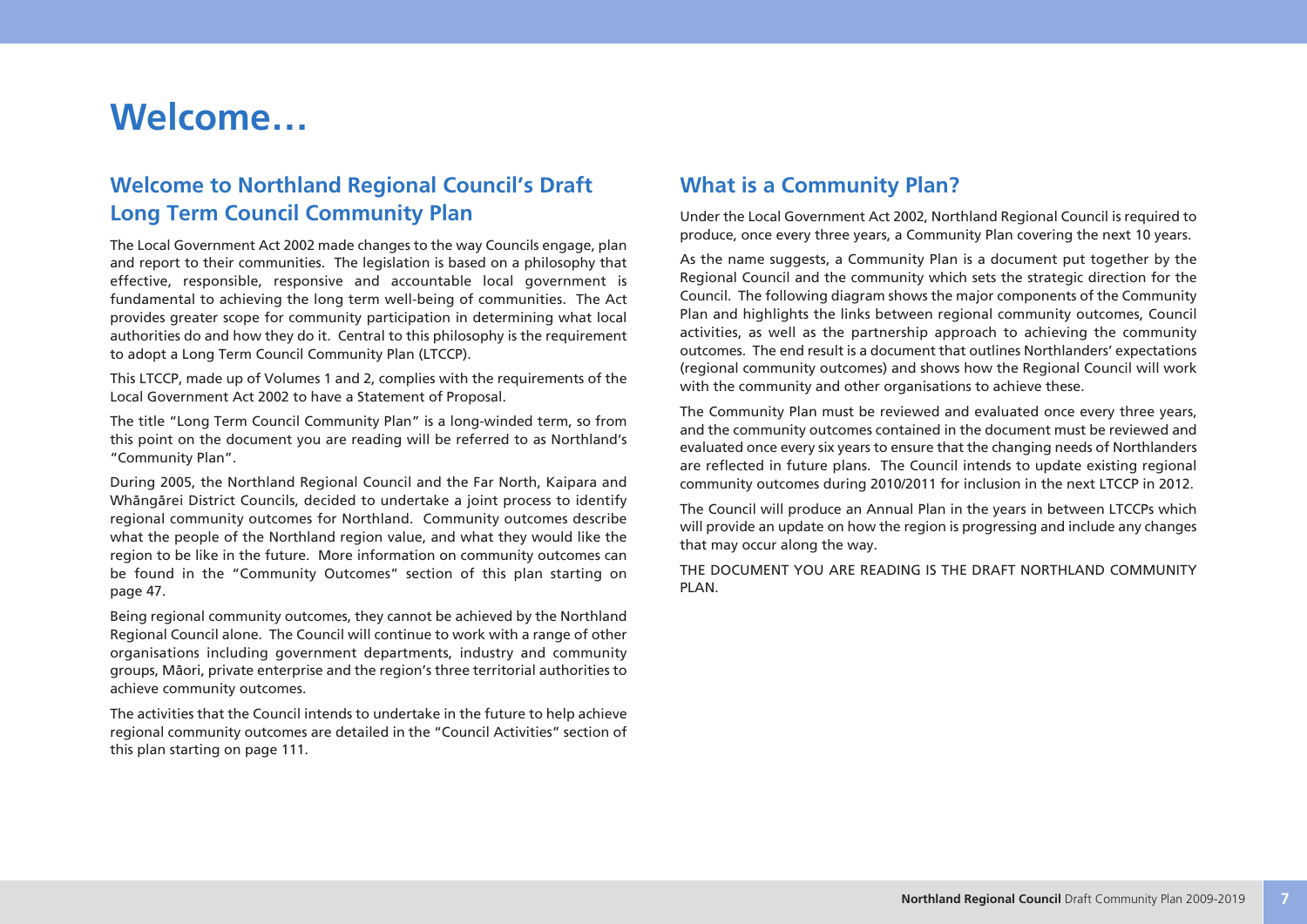# Welcome…

## Welcome to Northland Regional Council's Draft Long Term Council Community Plan

The Local Government Act 2002 made changes to the way Councils engage, plan and report to their communities. The legislation is based on a philosophy that effective, responsible, responsive and accountable local government is fundamental to achieving the long term well-being of communities. The Act provides greater scope for community participation in determining what local authorities do and how they do it. Central to this philosophy is the requirement to adopt a Long Term Council Community Plan (LTCCP).

This LTCCP, made up of Volumes 1 and 2, complies with the requirements of the Local Government Act 2002 to have a Statement of Proposal.

The title "Long Term Council Community Plan" is a long-winded term, so from this point on the document you are reading will be referred to as Northland's "Community Plan".

During 2005, the Northland Regional Council and the Far North, Kaipara and Whāngārei District Councils, decided to undertake a joint process to identify regional community outcomes for Northland. Community outcomes describe what the people of the Northland region value, and what they would like the region to be like in the future. More information on community outcomes can be found in the "Community Outcomes" section of this plan starting on page 47.

Being regional community outcomes, they cannot be achieved by the Northland Regional Council alone. The Council will continue to work with a range of other organisations including government departments, industry and community groups, Māori, private enterprise and the region's three territorial authorities to achieve community outcomes.

The activities that the Council intends to undertake in the future to help achieve regional community outcomes are detailed in the "Council Activities" section of this plan starting on page 111.

## What is a Community Plan?

Under the Local Government Act 2002, Northland Regional Council is required to produce, once every three years, a Community Plan covering the next 10 years.

As the name suggests, a Community Plan is a document put together by the Regional Council and the community which sets the strategic direction for the Council. The following diagram shows the major components of the Community Plan and highlights the links between regional community outcomes, Council activities, as well as the partnership approach to achieving the community outcomes. The end result is a document that outlines Northlanders' expectations (regional community outcomes) and shows how the Regional Council will work with the community and other organisations to achieve these.

The Community Plan must be reviewed and evaluated once every three years, and the community outcomes contained in the document must be reviewed and evaluated once every six years to ensure that the changing needs of Northlanders are reflected in future plans. The Council intends to update existing regional community outcomes during 2010/2011 for inclusion in the next LTCCP in 2012.

The Council will produce an Annual Plan in the years in between LTCCPs which will provide an update on how the region is progressing and include any changes that may occur along the way.

THE DOCUMENT YOU ARE READING IS THE DRAFT NORTHLAND COMMUNITY PLAN.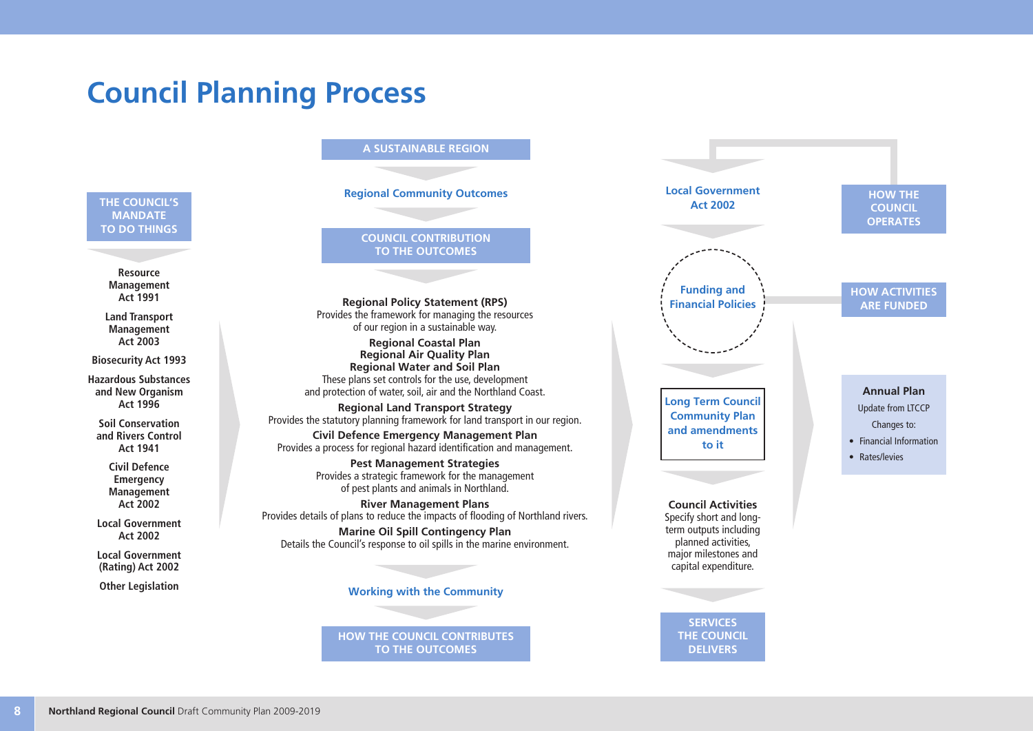# Council Planning Process

**THE COUNCIL'S MANDATE TO DO THINGS**

- Resource Management Act 1991
- Land Transport Management Act 2003
- Biosecurity Act 1993
- Hazardous Substances and New Organism Act 1996
- Soil Conservation and Rivers Control Act 1941
- Civil Defence Emergency Management Act 2002
- Local Government Act 2002
- Local Government (Rating) Act 2002
- Other Legislation

**A SUSTAINABLE REGION**

Regional Community Outcomes

**COUNCIL CONTRIBUTION TO THE OUTCOMES**

**Regional Policy Statement (RPS)**
Provides the framework for managing the resources of our region in a sustainable way.

**Regional Coastal Plan**
**Regional Air Quality Plan**
**Regional Water and Soil Plan**
These plans set controls for the use, development and protection of water, soil, air and the Northland Coast.

**Regional Land Transport Strategy**
Provides the statutory planning framework for land transport in our region.

**Civil Defence Emergency Management Plan**
Provides a process for regional hazard identification and management.

**Pest Management Strategies**
Provides a strategic framework for the management of pest plants and animals in Northland.

**River Management Plans**
Provides details of plans to reduce the impacts of flooding of Northland rivers.

**Marine Oil Spill Contingency Plan**
Details the Council's response to oil spills in the marine environment.

Working with the Community

**HOW THE COUNCIL CONTRIBUTES TO THE OUTCOMES**

Local Government Act 2002

Funding and Financial Policies

Long Term Council Community Plan and amendments to it

**Council Activities**
Specify short and long-term outputs including planned activities, major milestones and capital expenditure.

**SERVICES THE COUNCIL DELIVERS**

**HOW THE COUNCIL OPERATES**

**HOW ACTIVITIES ARE FUNDED**

**Annual Plan**
Update from LTCCP

Changes to:

- Financial Information
- Rates/levies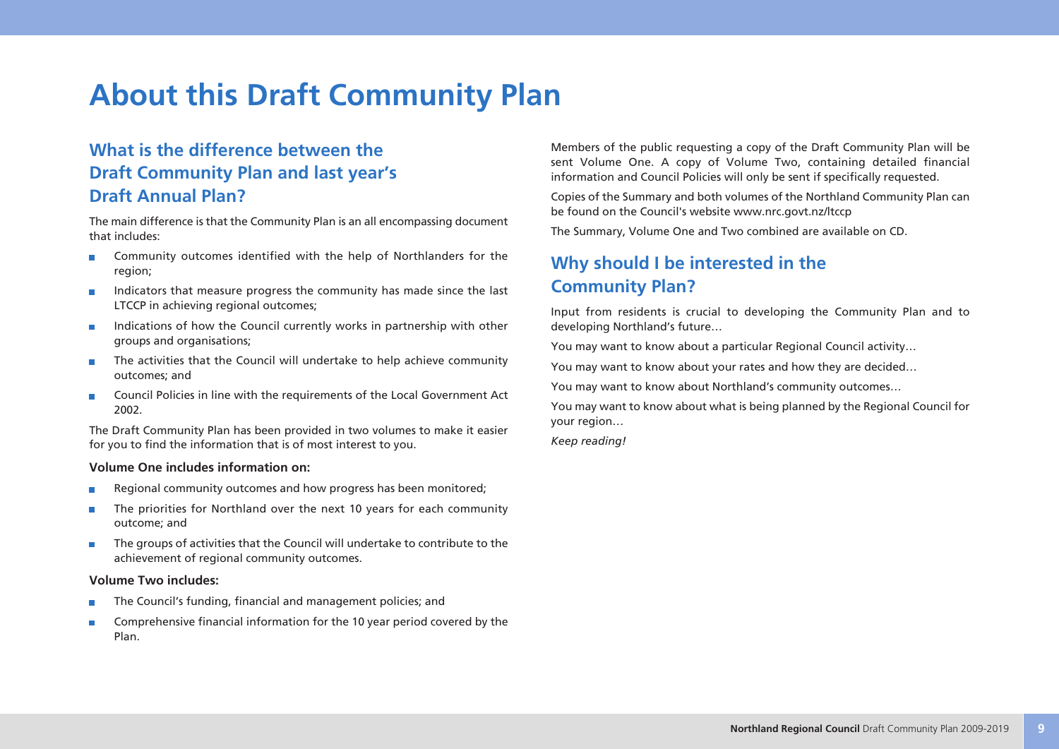# About this Draft Community Plan

## What is the difference between the Draft Community Plan and last year's Draft Annual Plan?

The main difference is that the Community Plan is an all encompassing document that includes:

- Community outcomes identified with the help of Northlanders for the region;
- Indicators that measure progress the community has made since the last LTCCP in achieving regional outcomes;
- Indications of how the Council currently works in partnership with other groups and organisations;
- The activities that the Council will undertake to help achieve community outcomes; and
- Council Policies in line with the requirements of the Local Government Act 2002.

The Draft Community Plan has been provided in two volumes to make it easier for you to find the information that is of most interest to you.

**Volume One includes information on:**

- Regional community outcomes and how progress has been monitored;
- The priorities for Northland over the next 10 years for each community outcome; and
- The groups of activities that the Council will undertake to contribute to the achievement of regional community outcomes.

**Volume Two includes:**

- The Council's funding, financial and management policies; and
- Comprehensive financial information for the 10 year period covered by the Plan.

Members of the public requesting a copy of the Draft Community Plan will be sent Volume One. A copy of Volume Two, containing detailed financial information and Council Policies will only be sent if specifically requested.

Copies of the Summary and both volumes of the Northland Community Plan can be found on the Council's website www.nrc.govt.nz/ltccp

The Summary, Volume One and Two combined are available on CD.

## Why should I be interested in the Community Plan?

Input from residents is crucial to developing the Community Plan and to developing Northland's future…

You may want to know about a particular Regional Council activity…

You may want to know about your rates and how they are decided…

You may want to know about Northland's community outcomes…

You may want to know about what is being planned by the Regional Council for your region…

*Keep reading!*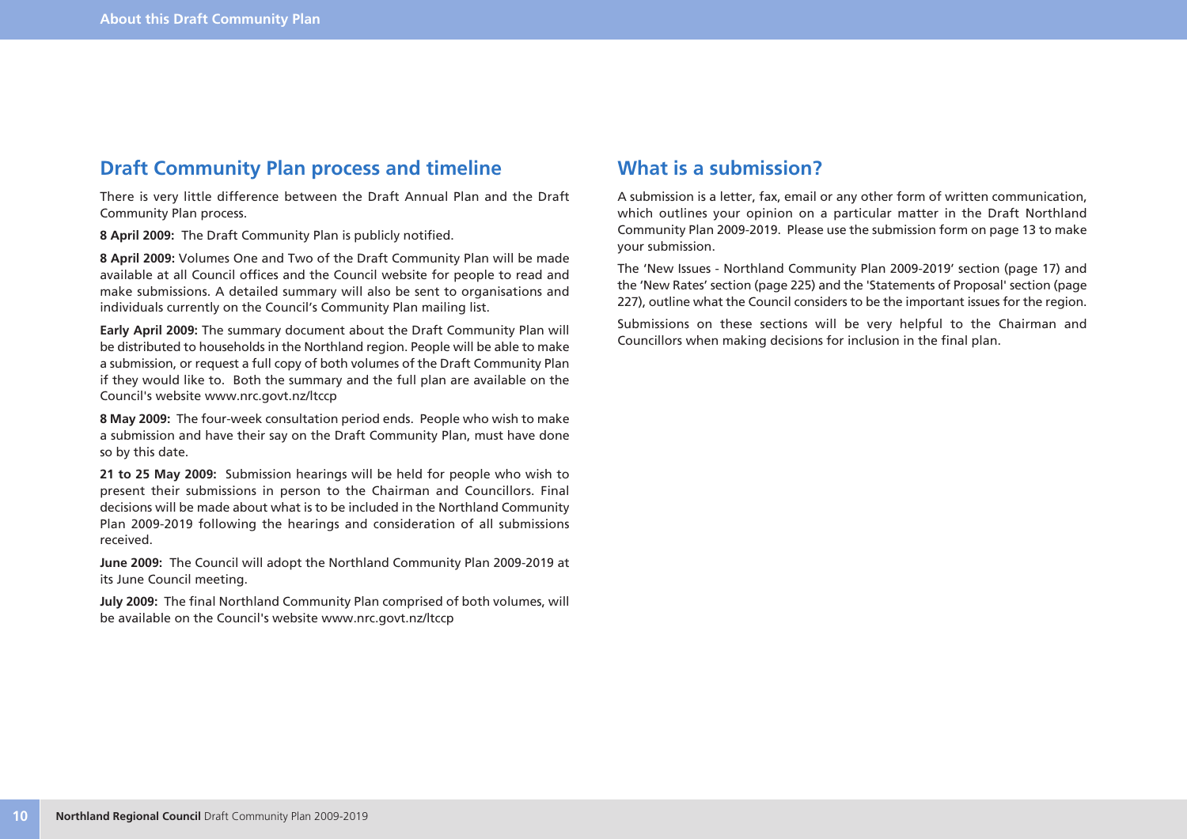## Draft Community Plan process and timeline

There is very little difference between the Draft Annual Plan and the Draft Community Plan process.

**8 April 2009:** The Draft Community Plan is publicly notified.

**8 April 2009:** Volumes One and Two of the Draft Community Plan will be made available at all Council offices and the Council website for people to read and make submissions. A detailed summary will also be sent to organisations and individuals currently on the Council's Community Plan mailing list.

**Early April 2009:** The summary document about the Draft Community Plan will be distributed to households in the Northland region. People will be able to make a submission, or request a full copy of both volumes of the Draft Community Plan if they would like to. Both the summary and the full plan are available on the Council's website www.nrc.govt.nz/ltccp

**8 May 2009:** The four-week consultation period ends. People who wish to make a submission and have their say on the Draft Community Plan, must have done so by this date.

**21 to 25 May 2009:** Submission hearings will be held for people who wish to present their submissions in person to the Chairman and Councillors. Final decisions will be made about what is to be included in the Northland Community Plan 2009-2019 following the hearings and consideration of all submissions received.

**June 2009:** The Council will adopt the Northland Community Plan 2009-2019 at its June Council meeting.

**July 2009:** The final Northland Community Plan comprised of both volumes, will be available on the Council's website www.nrc.govt.nz/ltccp

## What is a submission?

A submission is a letter, fax, email or any other form of written communication, which outlines your opinion on a particular matter in the Draft Northland Community Plan 2009-2019. Please use the submission form on page 13 to make your submission.

The 'New Issues - Northland Community Plan 2009-2019' section (page 17) and the 'New Rates' section (page 225) and the 'Statements of Proposal' section (page 227), outline what the Council considers to be the important issues for the region.

Submissions on these sections will be very helpful to the Chairman and Councillors when making decisions for inclusion in the final plan.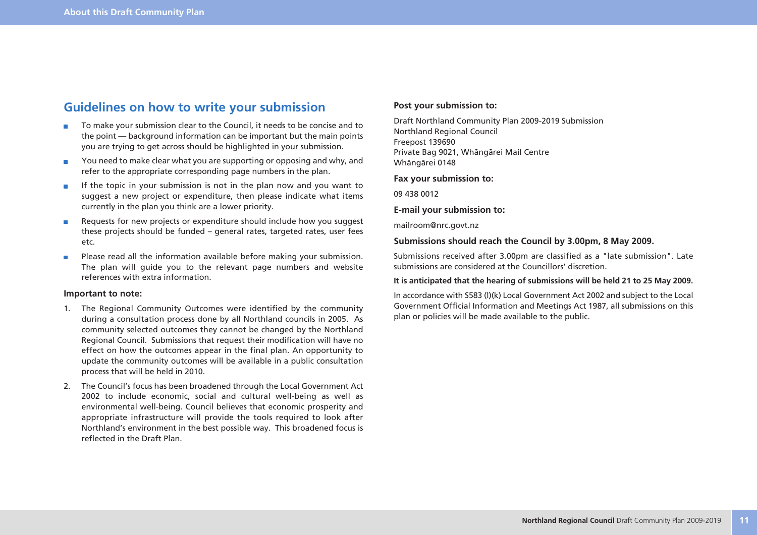## Guidelines on how to write your submission

- To make your submission clear to the Council, it needs to be concise and to the point — background information can be important but the main points you are trying to get across should be highlighted in your submission.
- You need to make clear what you are supporting or opposing and why, and refer to the appropriate corresponding page numbers in the plan.
- If the topic in your submission is not in the plan now and you want to suggest a new project or expenditure, then please indicate what items currently in the plan you think are a lower priority.
- Requests for new projects or expenditure should include how you suggest these projects should be funded – general rates, targeted rates, user fees etc.
- Please read all the information available before making your submission. The plan will guide you to the relevant page numbers and website references with extra information.

**Important to note:**

1. The Regional Community Outcomes were identified by the community during a consultation process done by all Northland councils in 2005. As community selected outcomes they cannot be changed by the Northland Regional Council. Submissions that request their modification will have no effect on how the outcomes appear in the final plan. An opportunity to update the community outcomes will be available in a public consultation process that will be held in 2010.
2. The Council's focus has been broadened through the Local Government Act 2002 to include economic, social and cultural well-being as well as environmental well-being. Council believes that economic prosperity and appropriate infrastructure will provide the tools required to look after Northland's environment in the best possible way. This broadened focus is reflected in the Draft Plan.

**Post your submission to:**

Draft Northland Community Plan 2009-2019 Submission
Northland Regional Council
Freepost 139690
Private Bag 9021, Whāngārei Mail Centre
Whāngārei 0148

**Fax your submission to:**

09 438 0012

**E-mail your submission to:**

mailroom@nrc.govt.nz

**Submissions should reach the Council by 3.00pm, 8 May 2009.**

Submissions received after 3.00pm are classified as a "late submission". Late submissions are considered at the Councillors' discretion.

**It is anticipated that the hearing of submissions will be held 21 to 25 May 2009.**

In accordance with S583 (l)(k) Local Government Act 2002 and subject to the Local Government Official Information and Meetings Act 1987, all submissions on this plan or policies will be made available to the public.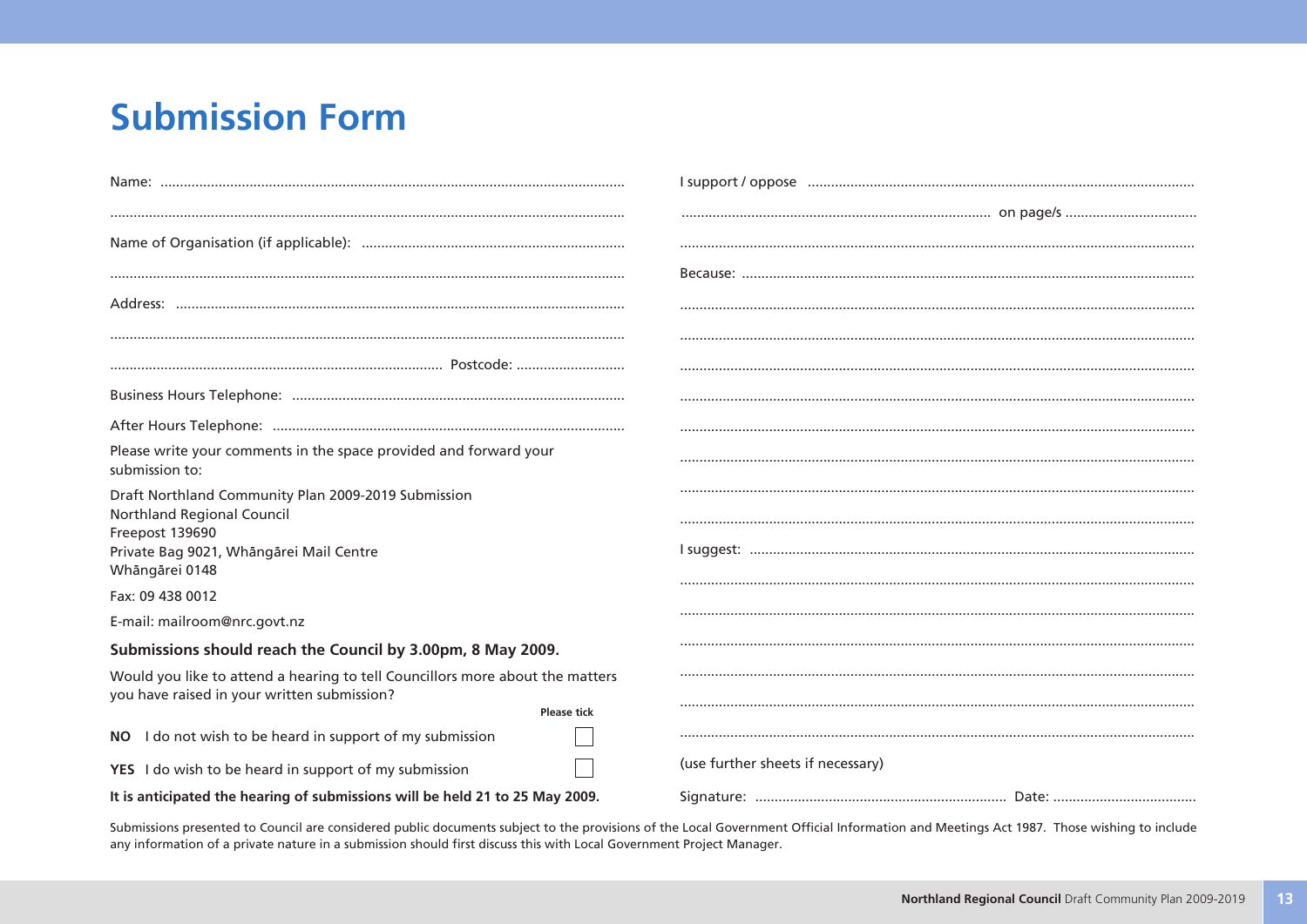# Submission Form

Name: ....................................................................................................................

....................................................................................................................................

Name of Organisation (if applicable): ....................................................................

....................................................................................................................................

Address: ...................................................................................................................

....................................................................................................................................

..................................................................................... Postcode: ............................

Business Hours Telephone: .....................................................................................

After Hours Telephone: ...........................................................................................

Please write your comments in the space provided and forward your submission to:

Draft Northland Community Plan 2009-2019 Submission
Northland Regional Council
Freepost 139690
Private Bag 9021, Whāngārei Mail Centre
Whāngārei 0148

Fax: 09 438 0012

E-mail: mailroom@nrc.govt.nz

**Submissions should reach the Council by 3.00pm, 8 May 2009.**

Would you like to attend a hearing to tell Councillors more about the matters you have raised in your written submission?

| | | Please tick |
|---|---|---|
| **NO** | I do not wish to be heard in support of my submission | ☐ |
| **YES** | I do wish to be heard in support of my submission | ☐ |

**It is anticipated the hearing of submissions will be held 21 to 25 May 2009.**

I support / oppose ..................................................................................................

................................................................................ on page/s ..................................

....................................................................................................................................

Because: ....................................................................................................................

....................................................................................................................................

....................................................................................................................................

....................................................................................................................................

....................................................................................................................................

....................................................................................................................................

....................................................................................................................................

....................................................................................................................................

....................................................................................................................................

I suggest: ..................................................................................................................

....................................................................................................................................

....................................................................................................................................

....................................................................................................................................

....................................................................................................................................

....................................................................................................................................

....................................................................................................................................

(use further sheets if necessary)

Signature: ................................................................ Date: .....................................

Submissions presented to Council are considered public documents subject to the provisions of the Local Government Official Information and Meetings Act 1987. Those wishing to include any information of a private nature in a submission should first discuss this with Local Government Project Manager.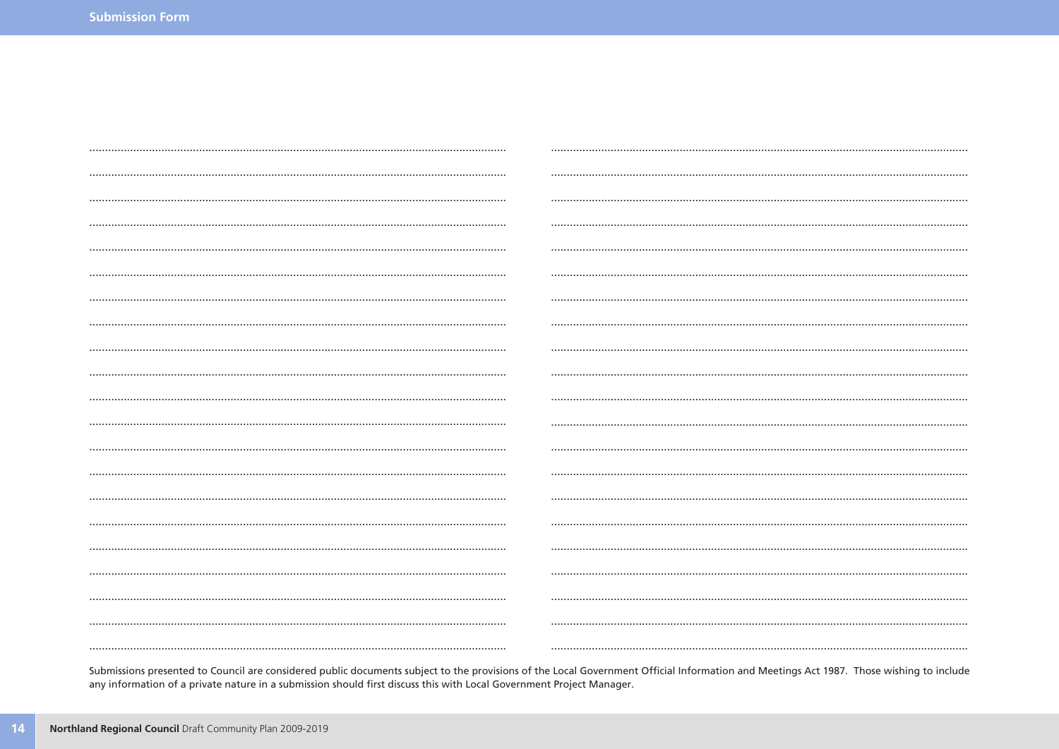## Submission Form

Submissions presented to Council are considered public documents subject to the provisions of the Local Government Official Information and Meetings Act 1987. Those wishing to include any information of a private nature in a submission should first discuss this with Local Government Project Manager.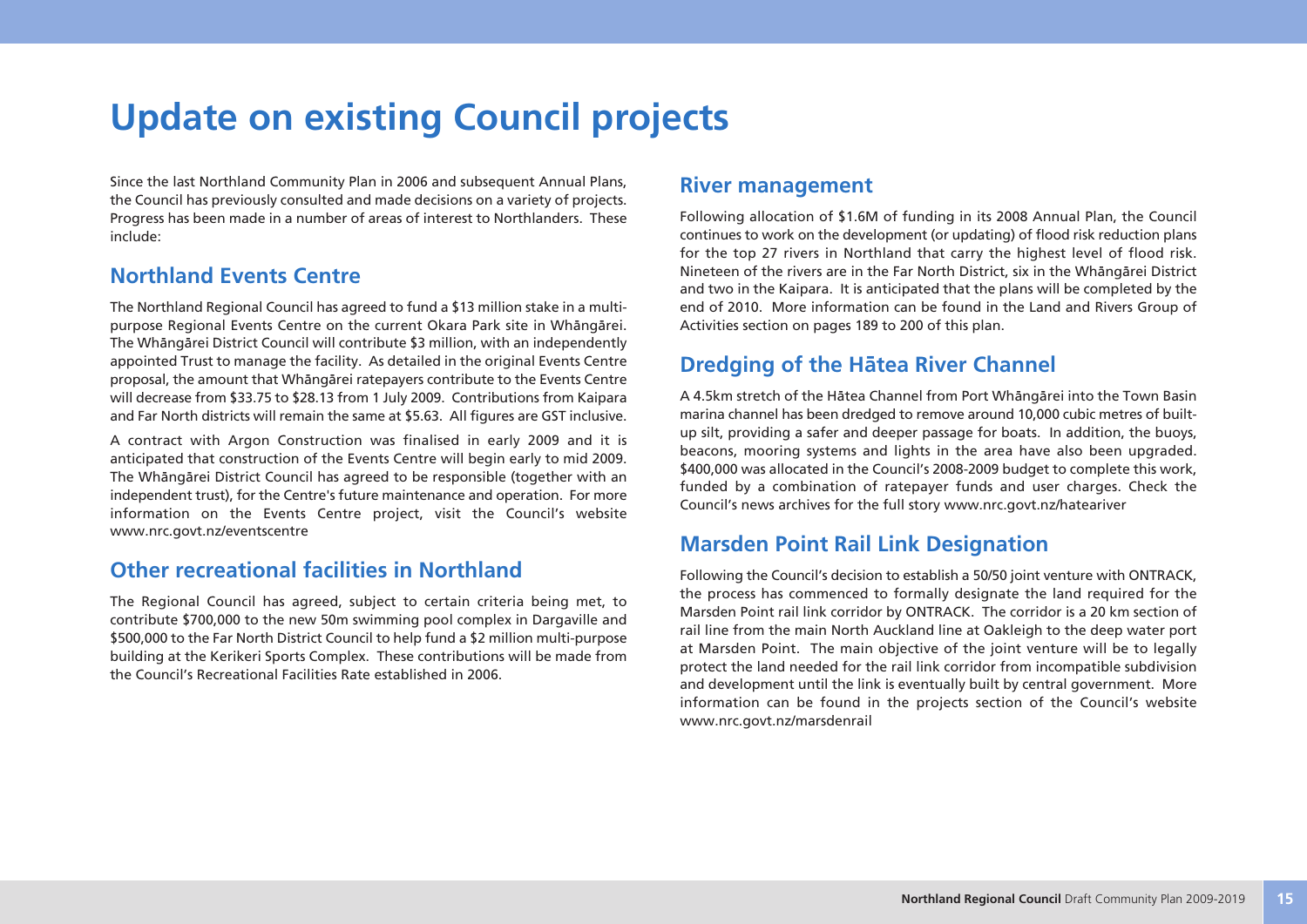# Update on existing Council projects

Since the last Northland Community Plan in 2006 and subsequent Annual Plans, the Council has previously consulted and made decisions on a variety of projects. Progress has been made in a number of areas of interest to Northlanders. These include:

## Northland Events Centre

The Northland Regional Council has agreed to fund a $13 million stake in a multi-purpose Regional Events Centre on the current Okara Park site in Whāngārei. The Whāngārei District Council will contribute $3 million, with an independently appointed Trust to manage the facility. As detailed in the original Events Centre proposal, the amount that Whāngārei ratepayers contribute to the Events Centre will decrease from $33.75 to $28.13 from 1 July 2009. Contributions from Kaipara and Far North districts will remain the same at $5.63. All figures are GST inclusive.

A contract with Argon Construction was finalised in early 2009 and it is anticipated that construction of the Events Centre will begin early to mid 2009. The Whāngārei District Council has agreed to be responsible (together with an independent trust), for the Centre's future maintenance and operation. For more information on the Events Centre project, visit the Council's website www.nrc.govt.nz/eventscentre

## Other recreational facilities in Northland

The Regional Council has agreed, subject to certain criteria being met, to contribute $700,000 to the new 50m swimming pool complex in Dargaville and $500,000 to the Far North District Council to help fund a $2 million multi-purpose building at the Kerikeri Sports Complex. These contributions will be made from the Council's Recreational Facilities Rate established in 2006.

## River management

Following allocation of $1.6M of funding in its 2008 Annual Plan, the Council continues to work on the development (or updating) of flood risk reduction plans for the top 27 rivers in Northland that carry the highest level of flood risk. Nineteen of the rivers are in the Far North District, six in the Whāngārei District and two in the Kaipara. It is anticipated that the plans will be completed by the end of 2010. More information can be found in the Land and Rivers Group of Activities section on pages 189 to 200 of this plan.

## Dredging of the Hātea River Channel

A 4.5km stretch of the Hātea Channel from Port Whāngārei into the Town Basin marina channel has been dredged to remove around 10,000 cubic metres of built-up silt, providing a safer and deeper passage for boats. In addition, the buoys, beacons, mooring systems and lights in the area have also been upgraded. $400,000 was allocated in the Council's 2008-2009 budget to complete this work, funded by a combination of ratepayer funds and user charges. Check the Council's news archives for the full story www.nrc.govt.nz/hateariver

## Marsden Point Rail Link Designation

Following the Council's decision to establish a 50/50 joint venture with ONTRACK, the process has commenced to formally designate the land required for the Marsden Point rail link corridor by ONTRACK. The corridor is a 20 km section of rail line from the main North Auckland line at Oakleigh to the deep water port at Marsden Point. The main objective of the joint venture will be to legally protect the land needed for the rail link corridor from incompatible subdivision and development until the link is eventually built by central government. More information can be found in the projects section of the Council's website www.nrc.govt.nz/marsdenrail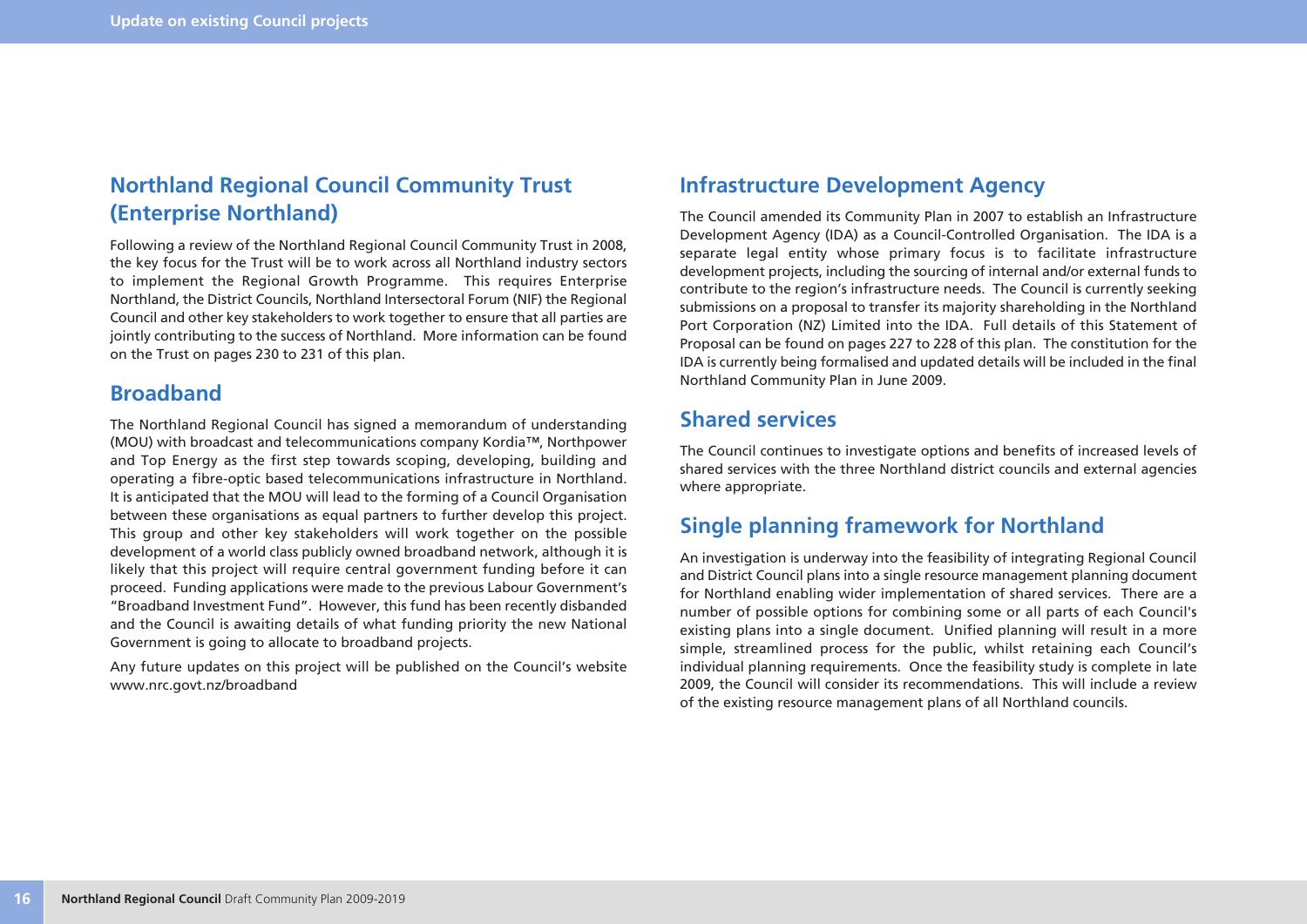## Northland Regional Council Community Trust (Enterprise Northland)

Following a review of the Northland Regional Council Community Trust in 2008, the key focus for the Trust will be to work across all Northland industry sectors to implement the Regional Growth Programme. This requires Enterprise Northland, the District Councils, Northland Intersectoral Forum (NIF) the Regional Council and other key stakeholders to work together to ensure that all parties are jointly contributing to the success of Northland. More information can be found on the Trust on pages 230 to 231 of this plan.

## Broadband

The Northland Regional Council has signed a memorandum of understanding (MOU) with broadcast and telecommunications company Kordia™, Northpower and Top Energy as the first step towards scoping, developing, building and operating a fibre-optic based telecommunications infrastructure in Northland. It is anticipated that the MOU will lead to the forming of a Council Organisation between these organisations as equal partners to further develop this project. This group and other key stakeholders will work together on the possible development of a world class publicly owned broadband network, although it is likely that this project will require central government funding before it can proceed. Funding applications were made to the previous Labour Government's "Broadband Investment Fund". However, this fund has been recently disbanded and the Council is awaiting details of what funding priority the new National Government is going to allocate to broadband projects.

Any future updates on this project will be published on the Council's website www.nrc.govt.nz/broadband

## Infrastructure Development Agency

The Council amended its Community Plan in 2007 to establish an Infrastructure Development Agency (IDA) as a Council-Controlled Organisation. The IDA is a separate legal entity whose primary focus is to facilitate infrastructure development projects, including the sourcing of internal and/or external funds to contribute to the region's infrastructure needs. The Council is currently seeking submissions on a proposal to transfer its majority shareholding in the Northland Port Corporation (NZ) Limited into the IDA. Full details of this Statement of Proposal can be found on pages 227 to 228 of this plan. The constitution for the IDA is currently being formalised and updated details will be included in the final Northland Community Plan in June 2009.

## Shared services

The Council continues to investigate options and benefits of increased levels of shared services with the three Northland district councils and external agencies where appropriate.

## Single planning framework for Northland

An investigation is underway into the feasibility of integrating Regional Council and District Council plans into a single resource management planning document for Northland enabling wider implementation of shared services. There are a number of possible options for combining some or all parts of each Council's existing plans into a single document. Unified planning will result in a more simple, streamlined process for the public, whilst retaining each Council's individual planning requirements. Once the feasibility study is complete in late 2009, the Council will consider its recommendations. This will include a review of the existing resource management plans of all Northland councils.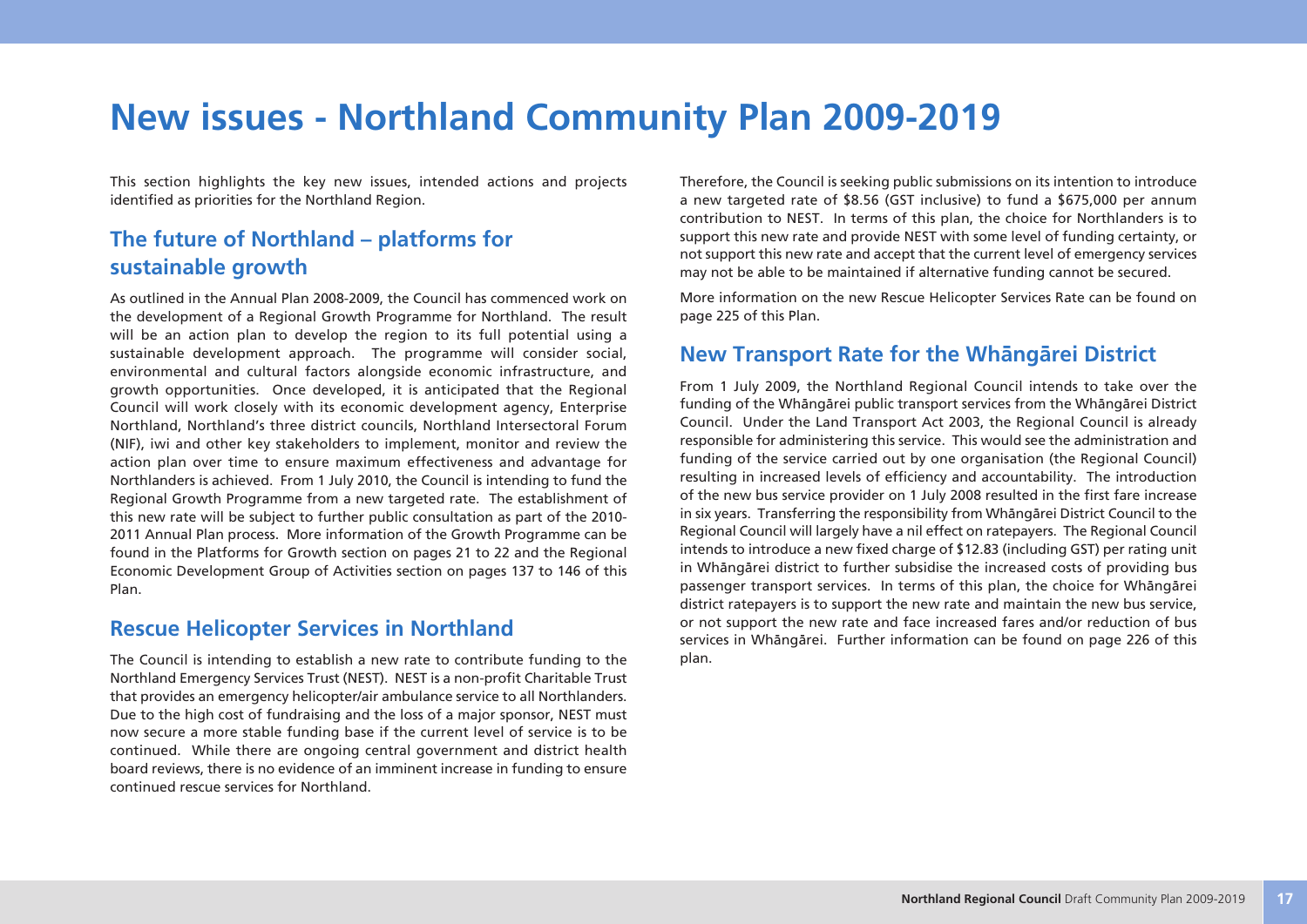# New issues - Northland Community Plan 2009-2019

This section highlights the key new issues, intended actions and projects identified as priorities for the Northland Region.

## The future of Northland – platforms for sustainable growth

As outlined in the Annual Plan 2008-2009, the Council has commenced work on the development of a Regional Growth Programme for Northland. The result will be an action plan to develop the region to its full potential using a sustainable development approach. The programme will consider social, environmental and cultural factors alongside economic infrastructure, and growth opportunities. Once developed, it is anticipated that the Regional Council will work closely with its economic development agency, Enterprise Northland, Northland's three district councils, Northland Intersectoral Forum (NIF), iwi and other key stakeholders to implement, monitor and review the action plan over time to ensure maximum effectiveness and advantage for Northlanders is achieved. From 1 July 2010, the Council is intending to fund the Regional Growth Programme from a new targeted rate. The establishment of this new rate will be subject to further public consultation as part of the 2010-2011 Annual Plan process. More information of the Growth Programme can be found in the Platforms for Growth section on pages 21 to 22 and the Regional Economic Development Group of Activities section on pages 137 to 146 of this Plan.

## Rescue Helicopter Services in Northland

The Council is intending to establish a new rate to contribute funding to the Northland Emergency Services Trust (NEST). NEST is a non-profit Charitable Trust that provides an emergency helicopter/air ambulance service to all Northlanders. Due to the high cost of fundraising and the loss of a major sponsor, NEST must now secure a more stable funding base if the current level of service is to be continued. While there are ongoing central government and district health board reviews, there is no evidence of an imminent increase in funding to ensure continued rescue services for Northland.

Therefore, the Council is seeking public submissions on its intention to introduce a new targeted rate of $8.56 (GST inclusive) to fund a $675,000 per annum contribution to NEST. In terms of this plan, the choice for Northlanders is to support this new rate and provide NEST with some level of funding certainty, or not support this new rate and accept that the current level of emergency services may not be able to be maintained if alternative funding cannot be secured.

More information on the new Rescue Helicopter Services Rate can be found on page 225 of this Plan.

## New Transport Rate for the Whāngārei District

From 1 July 2009, the Northland Regional Council intends to take over the funding of the Whāngārei public transport services from the Whāngārei District Council. Under the Land Transport Act 2003, the Regional Council is already responsible for administering this service. This would see the administration and funding of the service carried out by one organisation (the Regional Council) resulting in increased levels of efficiency and accountability. The introduction of the new bus service provider on 1 July 2008 resulted in the first fare increase in six years. Transferring the responsibility from Whāngārei District Council to the Regional Council will largely have a nil effect on ratepayers. The Regional Council intends to introduce a new fixed charge of $12.83 (including GST) per rating unit in Whāngārei district to further subsidise the increased costs of providing bus passenger transport services. In terms of this plan, the choice for Whāngārei district ratepayers is to support the new rate and maintain the new bus service, or not support the new rate and face increased fares and/or reduction of bus services in Whāngārei. Further information can be found on page 226 of this plan.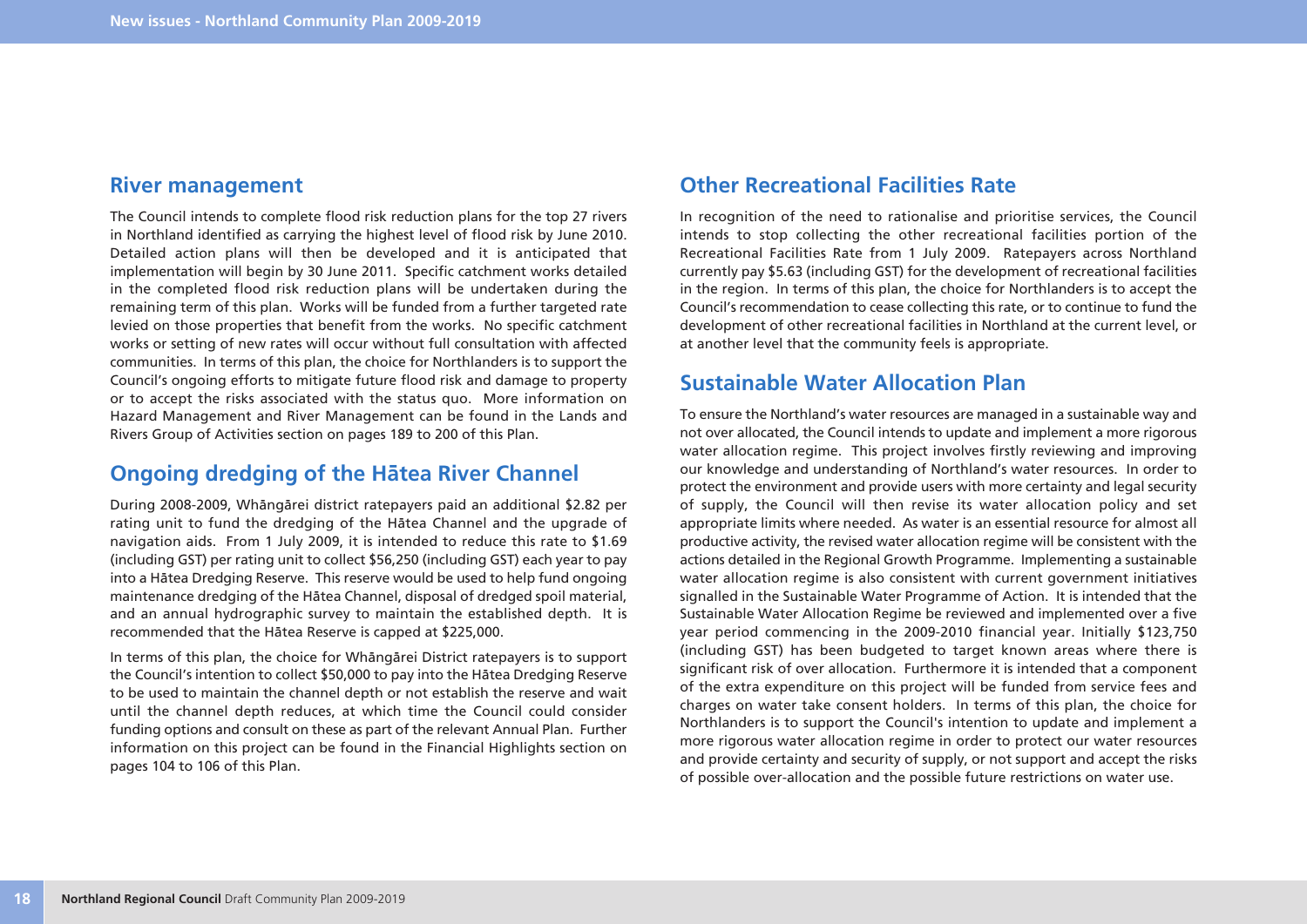## River management

The Council intends to complete flood risk reduction plans for the top 27 rivers in Northland identified as carrying the highest level of flood risk by June 2010. Detailed action plans will then be developed and it is anticipated that implementation will begin by 30 June 2011. Specific catchment works detailed in the completed flood risk reduction plans will be undertaken during the remaining term of this plan. Works will be funded from a further targeted rate levied on those properties that benefit from the works. No specific catchment works or setting of new rates will occur without full consultation with affected communities. In terms of this plan, the choice for Northlanders is to support the Council's ongoing efforts to mitigate future flood risk and damage to property or to accept the risks associated with the status quo. More information on Hazard Management and River Management can be found in the Lands and Rivers Group of Activities section on pages 189 to 200 of this Plan.

## Ongoing dredging of the Hātea River Channel

During 2008-2009, Whāngārei district ratepayers paid an additional $2.82 per rating unit to fund the dredging of the Hātea Channel and the upgrade of navigation aids. From 1 July 2009, it is intended to reduce this rate to $1.69 (including GST) per rating unit to collect $56,250 (including GST) each year to pay into a Hātea Dredging Reserve. This reserve would be used to help fund ongoing maintenance dredging of the Hātea Channel, disposal of dredged spoil material, and an annual hydrographic survey to maintain the established depth. It is recommended that the Hātea Reserve is capped at $225,000.

In terms of this plan, the choice for Whāngārei District ratepayers is to support the Council's intention to collect $50,000 to pay into the Hātea Dredging Reserve to be used to maintain the channel depth or not establish the reserve and wait until the channel depth reduces, at which time the Council could consider funding options and consult on these as part of the relevant Annual Plan. Further information on this project can be found in the Financial Highlights section on pages 104 to 106 of this Plan.

## Other Recreational Facilities Rate

In recognition of the need to rationalise and prioritise services, the Council intends to stop collecting the other recreational facilities portion of the Recreational Facilities Rate from 1 July 2009. Ratepayers across Northland currently pay $5.63 (including GST) for the development of recreational facilities in the region. In terms of this plan, the choice for Northlanders is to accept the Council's recommendation to cease collecting this rate, or to continue to fund the development of other recreational facilities in Northland at the current level, or at another level that the community feels is appropriate.

## Sustainable Water Allocation Plan

To ensure the Northland's water resources are managed in a sustainable way and not over allocated, the Council intends to update and implement a more rigorous water allocation regime. This project involves firstly reviewing and improving our knowledge and understanding of Northland's water resources. In order to protect the environment and provide users with more certainty and legal security of supply, the Council will then revise its water allocation policy and set appropriate limits where needed. As water is an essential resource for almost all productive activity, the revised water allocation regime will be consistent with the actions detailed in the Regional Growth Programme. Implementing a sustainable water allocation regime is also consistent with current government initiatives signalled in the Sustainable Water Programme of Action. It is intended that the Sustainable Water Allocation Regime be reviewed and implemented over a five year period commencing in the 2009-2010 financial year. Initially $123,750 (including GST) has been budgeted to target known areas where there is significant risk of over allocation. Furthermore it is intended that a component of the extra expenditure on this project will be funded from service fees and charges on water take consent holders. In terms of this plan, the choice for Northlanders is to support the Council's intention to update and implement a more rigorous water allocation regime in order to protect our water resources and provide certainty and security of supply, or not support and accept the risks of possible over-allocation and the possible future restrictions on water use.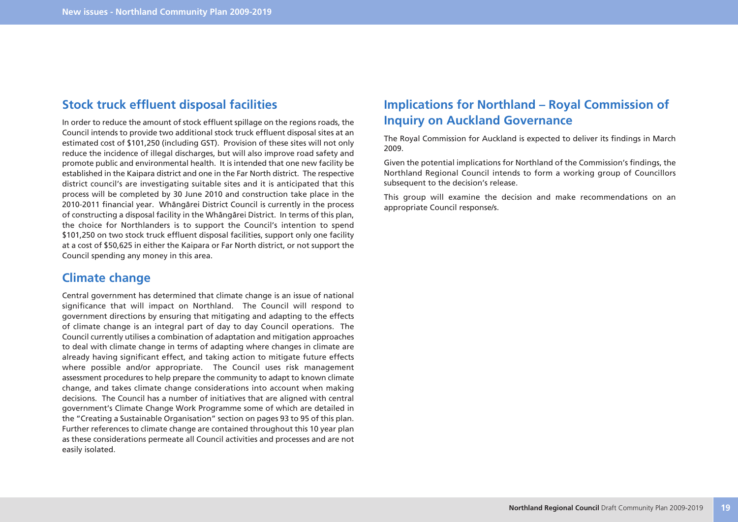## Stock truck effluent disposal facilities

In order to reduce the amount of stock effluent spillage on the regions roads, the Council intends to provide two additional stock truck effluent disposal sites at an estimated cost of $101,250 (including GST). Provision of these sites will not only reduce the incidence of illegal discharges, but will also improve road safety and promote public and environmental health. It is intended that one new facility be established in the Kaipara district and one in the Far North district. The respective district council's are investigating suitable sites and it is anticipated that this process will be completed by 30 June 2010 and construction take place in the 2010-2011 financial year. Whāngārei District Council is currently in the process of constructing a disposal facility in the Whāngārei District. In terms of this plan, the choice for Northlanders is to support the Council's intention to spend $101,250 on two stock truck effluent disposal facilities, support only one facility at a cost of $50,625 in either the Kaipara or Far North district, or not support the Council spending any money in this area.

## Climate change

Central government has determined that climate change is an issue of national significance that will impact on Northland. The Council will respond to government directions by ensuring that mitigating and adapting to the effects of climate change is an integral part of day to day Council operations. The Council currently utilises a combination of adaptation and mitigation approaches to deal with climate change in terms of adapting where changes in climate are already having significant effect, and taking action to mitigate future effects where possible and/or appropriate. The Council uses risk management assessment procedures to help prepare the community to adapt to known climate change, and takes climate change considerations into account when making decisions. The Council has a number of initiatives that are aligned with central government's Climate Change Work Programme some of which are detailed in the "Creating a Sustainable Organisation" section on pages 93 to 95 of this plan. Further references to climate change are contained throughout this 10 year plan as these considerations permeate all Council activities and processes and are not easily isolated.

## Implications for Northland – Royal Commission of Inquiry on Auckland Governance

The Royal Commission for Auckland is expected to deliver its findings in March 2009.

Given the potential implications for Northland of the Commission's findings, the Northland Regional Council intends to form a working group of Councillors subsequent to the decision's release.

This group will examine the decision and make recommendations on an appropriate Council response/s.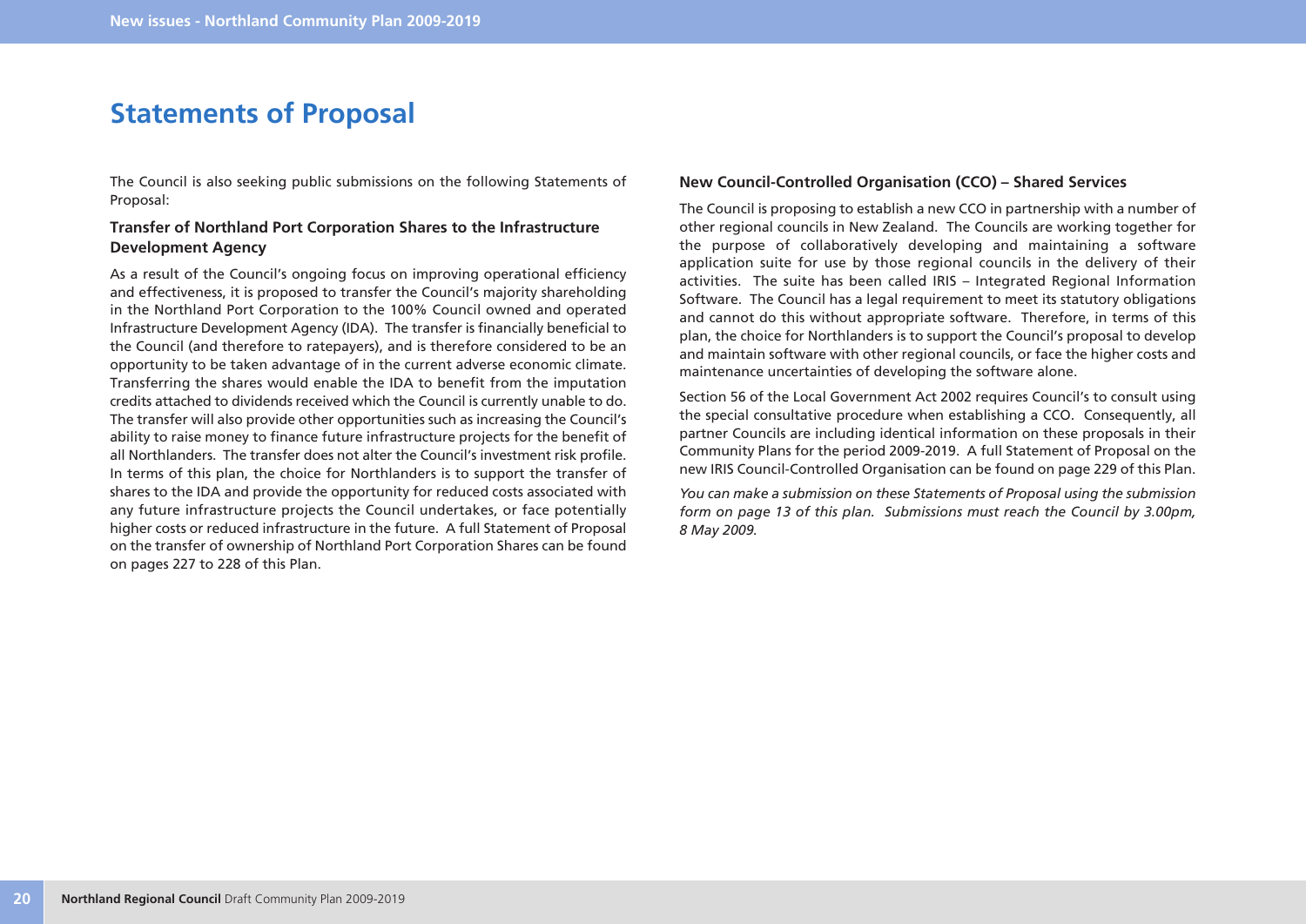# Statements of Proposal

The Council is also seeking public submissions on the following Statements of Proposal:

### Transfer of Northland Port Corporation Shares to the Infrastructure Development Agency

As a result of the Council's ongoing focus on improving operational efficiency and effectiveness, it is proposed to transfer the Council's majority shareholding in the Northland Port Corporation to the 100% Council owned and operated Infrastructure Development Agency (IDA). The transfer is financially beneficial to the Council (and therefore to ratepayers), and is therefore considered to be an opportunity to be taken advantage of in the current adverse economic climate. Transferring the shares would enable the IDA to benefit from the imputation credits attached to dividends received which the Council is currently unable to do. The transfer will also provide other opportunities such as increasing the Council's ability to raise money to finance future infrastructure projects for the benefit of all Northlanders. The transfer does not alter the Council's investment risk profile. In terms of this plan, the choice for Northlanders is to support the transfer of shares to the IDA and provide the opportunity for reduced costs associated with any future infrastructure projects the Council undertakes, or face potentially higher costs or reduced infrastructure in the future. A full Statement of Proposal on the transfer of ownership of Northland Port Corporation Shares can be found on pages 227 to 228 of this Plan.

### New Council-Controlled Organisation (CCO) – Shared Services

The Council is proposing to establish a new CCO in partnership with a number of other regional councils in New Zealand. The Councils are working together for the purpose of collaboratively developing and maintaining a software application suite for use by those regional councils in the delivery of their activities. The suite has been called IRIS – Integrated Regional Information Software. The Council has a legal requirement to meet its statutory obligations and cannot do this without appropriate software. Therefore, in terms of this plan, the choice for Northlanders is to support the Council's proposal to develop and maintain software with other regional councils, or face the higher costs and maintenance uncertainties of developing the software alone.

Section 56 of the Local Government Act 2002 requires Council's to consult using the special consultative procedure when establishing a CCO. Consequently, all partner Councils are including identical information on these proposals in their Community Plans for the period 2009-2019. A full Statement of Proposal on the new IRIS Council-Controlled Organisation can be found on page 229 of this Plan.

*You can make a submission on these Statements of Proposal using the submission form on page 13 of this plan. Submissions must reach the Council by 3.00pm, 8 May 2009.*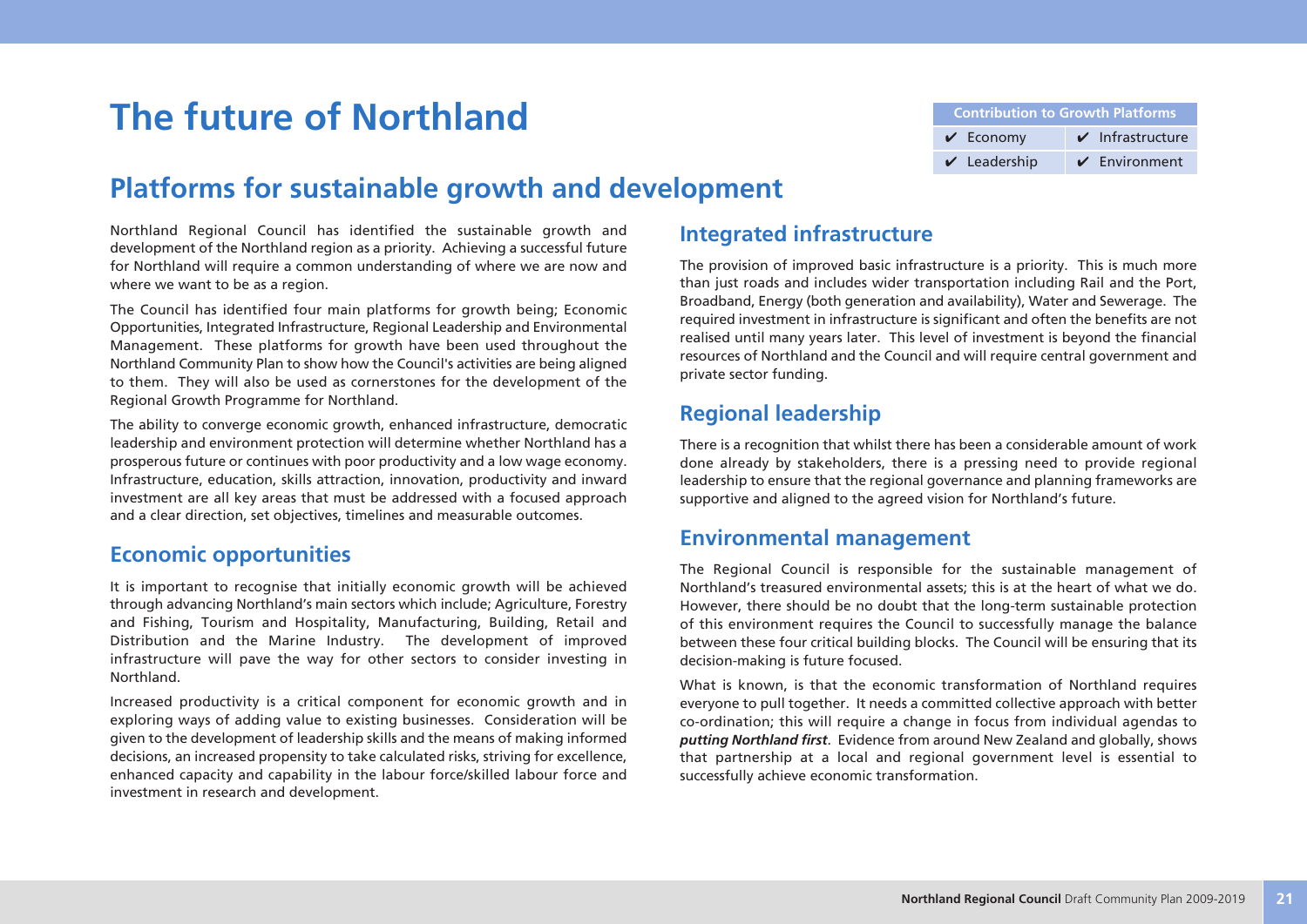# The future of Northland

| Contribution to Growth Platforms | |
|---|---|
| ✔ Economy | ✔ Infrastructure |
| ✔ Leadership | ✔ Environment |

## Platforms for sustainable growth and development

Northland Regional Council has identified the sustainable growth and development of the Northland region as a priority. Achieving a successful future for Northland will require a common understanding of where we are now and where we want to be as a region.

The Council has identified four main platforms for growth being; Economic Opportunities, Integrated Infrastructure, Regional Leadership and Environmental Management. These platforms for growth have been used throughout the Northland Community Plan to show how the Council's activities are being aligned to them. They will also be used as cornerstones for the development of the Regional Growth Programme for Northland.

The ability to converge economic growth, enhanced infrastructure, democratic leadership and environment protection will determine whether Northland has a prosperous future or continues with poor productivity and a low wage economy. Infrastructure, education, skills attraction, innovation, productivity and inward investment are all key areas that must be addressed with a focused approach and a clear direction, set objectives, timelines and measurable outcomes.

### Economic opportunities

It is important to recognise that initially economic growth will be achieved through advancing Northland's main sectors which include; Agriculture, Forestry and Fishing, Tourism and Hospitality, Manufacturing, Building, Retail and Distribution and the Marine Industry. The development of improved infrastructure will pave the way for other sectors to consider investing in Northland.

Increased productivity is a critical component for economic growth and in exploring ways of adding value to existing businesses. Consideration will be given to the development of leadership skills and the means of making informed decisions, an increased propensity to take calculated risks, striving for excellence, enhanced capacity and capability in the labour force/skilled labour force and investment in research and development.

### Integrated infrastructure

The provision of improved basic infrastructure is a priority. This is much more than just roads and includes wider transportation including Rail and the Port, Broadband, Energy (both generation and availability), Water and Sewerage. The required investment in infrastructure is significant and often the benefits are not realised until many years later. This level of investment is beyond the financial resources of Northland and the Council and will require central government and private sector funding.

### Regional leadership

There is a recognition that whilst there has been a considerable amount of work done already by stakeholders, there is a pressing need to provide regional leadership to ensure that the regional governance and planning frameworks are supportive and aligned to the agreed vision for Northland's future.

### Environmental management

The Regional Council is responsible for the sustainable management of Northland's treasured environmental assets; this is at the heart of what we do. However, there should be no doubt that the long-term sustainable protection of this environment requires the Council to successfully manage the balance between these four critical building blocks. The Council will be ensuring that its decision-making is future focused.

What is known, is that the economic transformation of Northland requires everyone to pull together. It needs a committed collective approach with better co-ordination; this will require a change in focus from individual agendas to ***putting Northland first***. Evidence from around New Zealand and globally, shows that partnership at a local and regional government level is essential to successfully achieve economic transformation.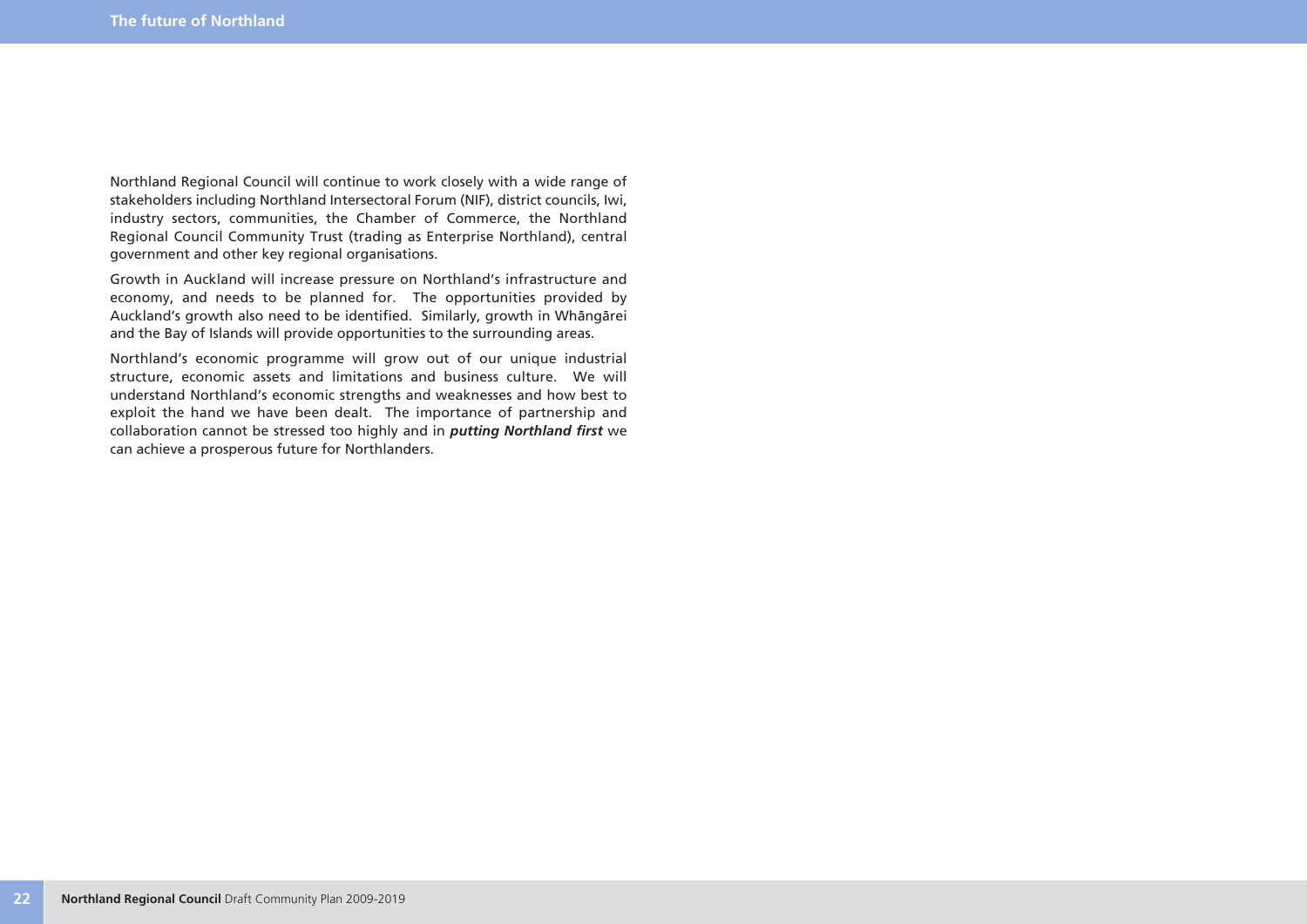Northland Regional Council will continue to work closely with a wide range of stakeholders including Northland Intersectoral Forum (NIF), district councils, Iwi, industry sectors, communities, the Chamber of Commerce, the Northland Regional Council Community Trust (trading as Enterprise Northland), central government and other key regional organisations.

Growth in Auckland will increase pressure on Northland's infrastructure and economy, and needs to be planned for. The opportunities provided by Auckland's growth also need to be identified. Similarly, growth in Whāngārei and the Bay of Islands will provide opportunities to the surrounding areas.

Northland's economic programme will grow out of our unique industrial structure, economic assets and limitations and business culture. We will understand Northland's economic strengths and weaknesses and how best to exploit the hand we have been dealt. The importance of partnership and collaboration cannot be stressed too highly and in ***putting Northland first*** we can achieve a prosperous future for Northlanders.